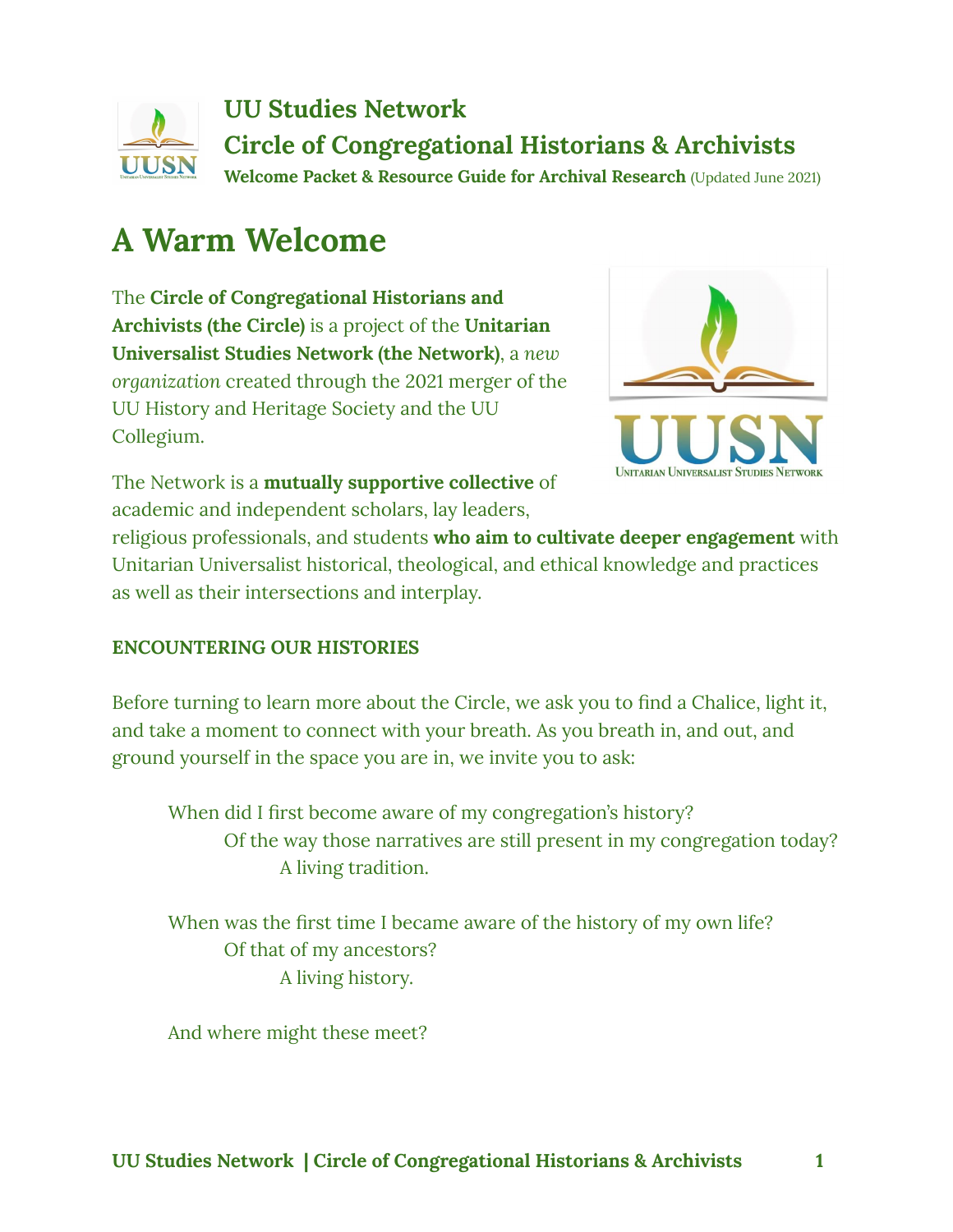# UU Studies Network
## Circle of Congregational Historians & Archivists

**Welcome Packet & Resource Guide for Archival Research** (Updated June 2021)

# A Warm Welcome

The **Circle of Congregational Historians and Archivists (the Circle)** is a project of the **Unitarian Universalist Studies Network (the Network)**, a *new organization* created through the 2021 merger of the UU History and Heritage Society and the UU Collegium.

The Network is a **mutually supportive collective** of academic and independent scholars, lay leaders, religious professionals, and students **who aim to cultivate deeper engagement** with Unitarian Universalist historical, theological, and ethical knowledge and practices as well as their intersections and interplay.

**ENCOUNTERING OUR HISTORIES**

Before turning to learn more about the Circle, we ask you to find a Chalice, light it, and take a moment to connect with your breath. As you breath in, and out, and ground yourself in the space you are in, we invite you to ask:

> When did I first become aware of my congregation's history?
> Of the way those narratives are still present in my congregation today?
> A living tradition.
>
> When was the first time I became aware of the history of my own life?
> Of that of my ancestors?
> A living history.
>
> And where might these meet?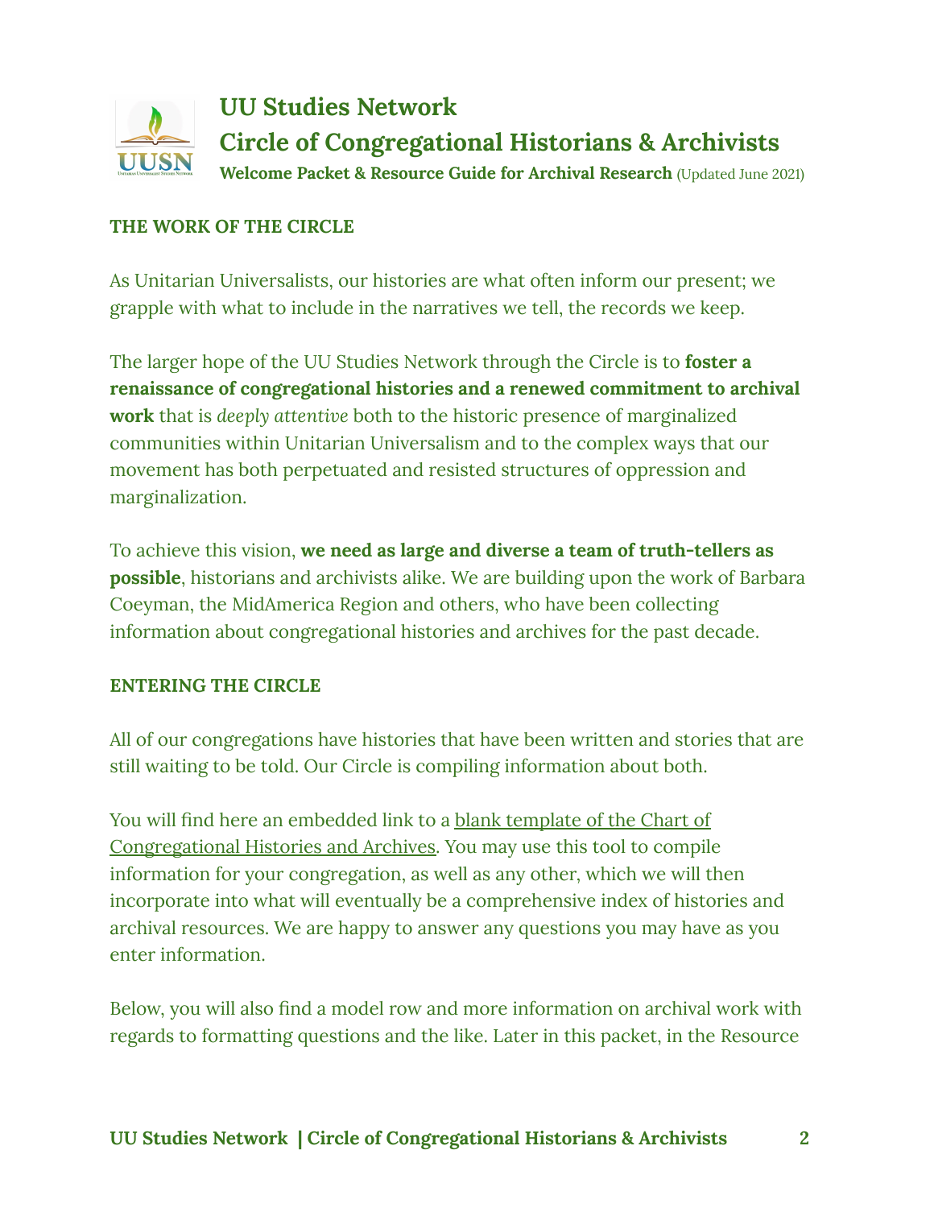# UU Studies Network
## Circle of Congregational Historians & Archivists

**Welcome Packet & Resource Guide for Archival Research** (Updated June 2021)

### THE WORK OF THE CIRCLE

As Unitarian Universalists, our histories are what often inform our present; we grapple with what to include in the narratives we tell, the records we keep.

The larger hope of the UU Studies Network through the Circle is to **foster a renaissance of congregational histories and a renewed commitment to archival work** that is *deeply attentive* both to the historic presence of marginalized communities within Unitarian Universalism and to the complex ways that our movement has both perpetuated and resisted structures of oppression and marginalization.

To achieve this vision, **we need as large and diverse a team of truth-tellers as possible**, historians and archivists alike. We are building upon the work of Barbara Coeyman, the MidAmerica Region and others, who have been collecting information about congregational histories and archives for the past decade.

### ENTERING THE CIRCLE

All of our congregations have histories that have been written and stories that are still waiting to be told. Our Circle is compiling information about both.

You will find here an embedded link to a blank template of the Chart of Congregational Histories and Archives. You may use this tool to compile information for your congregation, as well as any other, which we will then incorporate into what will eventually be a comprehensive index of histories and archival resources. We are happy to answer any questions you may have as you enter information.

Below, you will also find a model row and more information on archival work with regards to formatting questions and the like. Later in this packet, in the Resource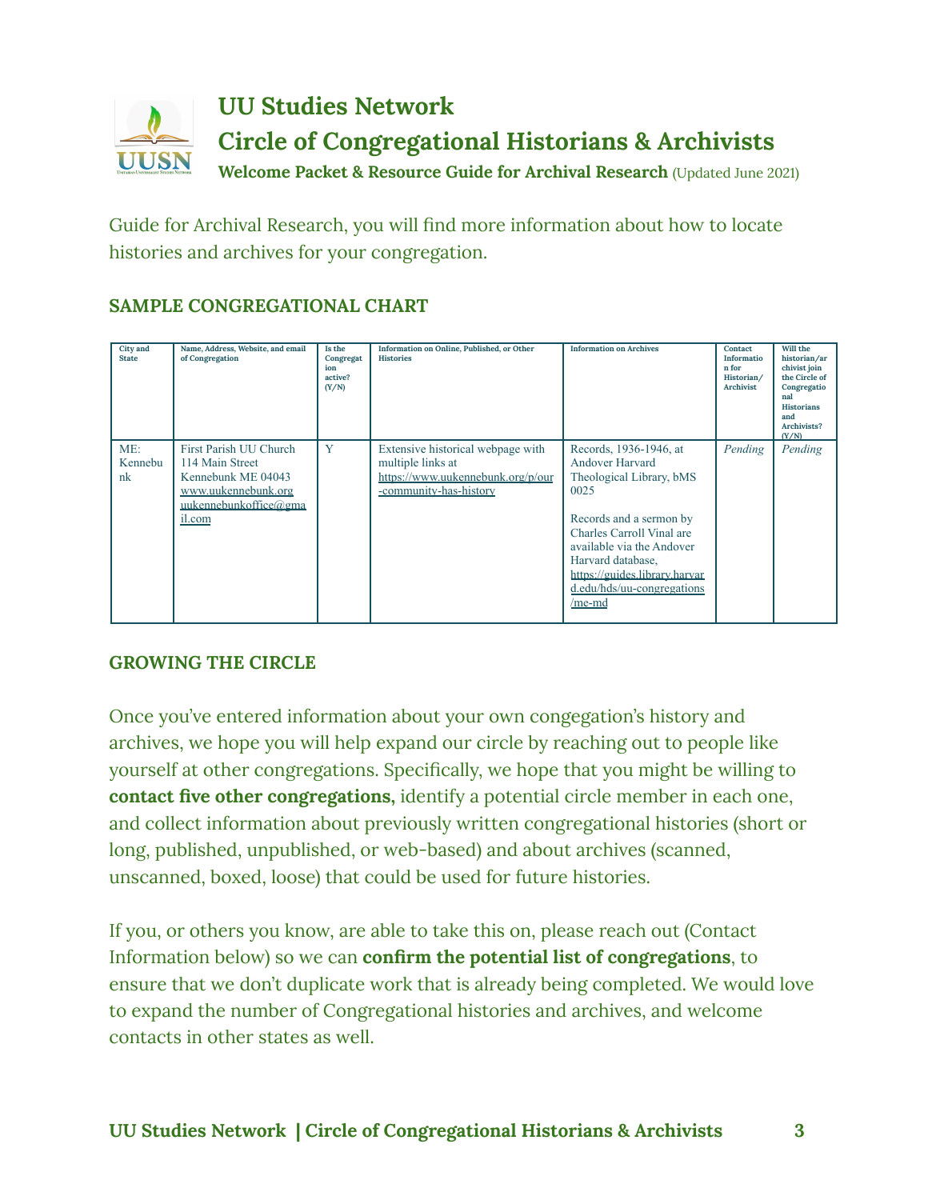Guide for Archival Research, you will find more information about how to locate histories and archives for your congregation.

### SAMPLE CONGREGATIONAL CHART

| City and State | Name, Address, Website, and email of Congregation | Is the Congregation active? (Y/N) | Information on Online, Published, or Other Histories | Information on Archives | Contact Information for Historian/ Archivist | Will the historian/archivist join the Circle of Congregational Historians and Archivists? (Y/N) |
|---|---|---|---|---|---|---|
| ME: Kennebunk | First Parish UU Church 114 Main Street Kennebunk ME 04043 www.uukennebunk.org uukennebunkoffice@gmail.com | Y | Extensive historical webpage with multiple links at https://www.uukennebunk.org/p/our-community-has-history | Records, 1936-1946, at Andover Harvard Theological Library, bMS 0025<br><br>Records and a sermon by Charles Carroll Vinal are available via the Andover Harvard database, https://guides.library.harvard.edu/hds/uu-congregations/me-md | *Pending* | *Pending* |

### GROWING THE CIRCLE

Once you've entered information about your own congegation's history and archives, we hope you will help expand our circle by reaching out to people like yourself at other congregations. Specifically, we hope that you might be willing to **contact five other congregations,** identify a potential circle member in each one, and collect information about previously written congregational histories (short or long, published, unpublished, or web-based) and about archives (scanned, unscanned, boxed, loose) that could be used for future histories.

If you, or others you know, are able to take this on, please reach out (Contact Information below) so we can **confirm the potential list of congregations**, to ensure that we don't duplicate work that is already being completed. We would love to expand the number of Congregational histories and archives, and welcome contacts in other states as well.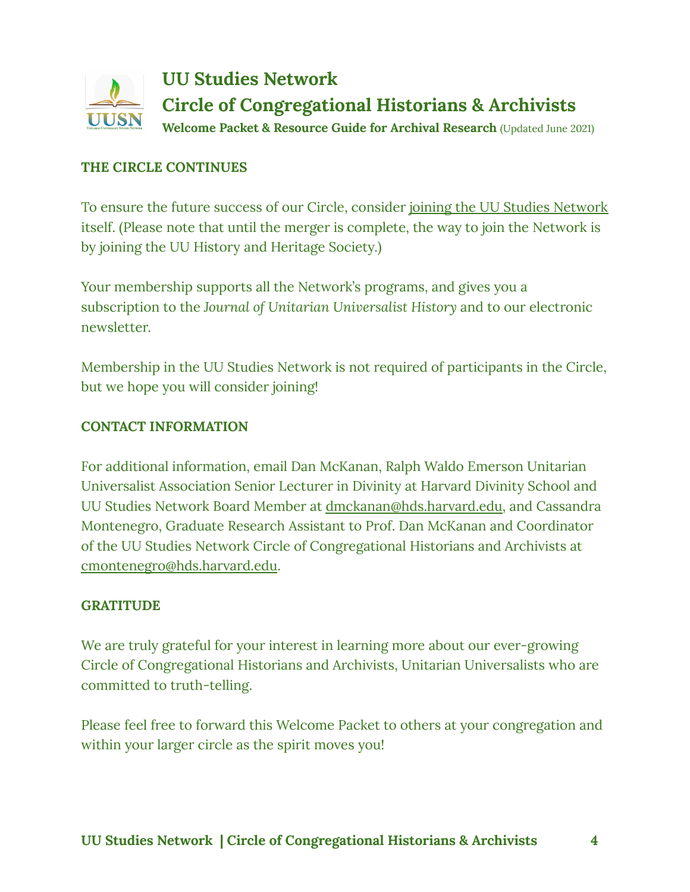## THE CIRCLE CONTINUES

To ensure the future success of our Circle, consider joining the UU Studies Network itself. (Please note that until the merger is complete, the way to join the Network is by joining the UU History and Heritage Society.)

Your membership supports all the Network's programs, and gives you a subscription to the *Journal of Unitarian Universalist History* and to our electronic newsletter.

Membership in the UU Studies Network is not required of participants in the Circle, but we hope you will consider joining!

## CONTACT INFORMATION

For additional information, email Dan McKanan, Ralph Waldo Emerson Unitarian Universalist Association Senior Lecturer in Divinity at Harvard Divinity School and UU Studies Network Board Member at dmckanan@hds.harvard.edu, and Cassandra Montenegro, Graduate Research Assistant to Prof. Dan McKanan and Coordinator of the UU Studies Network Circle of Congregational Historians and Archivists at cmontenegro@hds.harvard.edu.

## GRATITUDE

We are truly grateful for your interest in learning more about our ever-growing Circle of Congregational Historians and Archivists, Unitarian Universalists who are committed to truth-telling.

Please feel free to forward this Welcome Packet to others at your congregation and within your larger circle as the spirit moves you!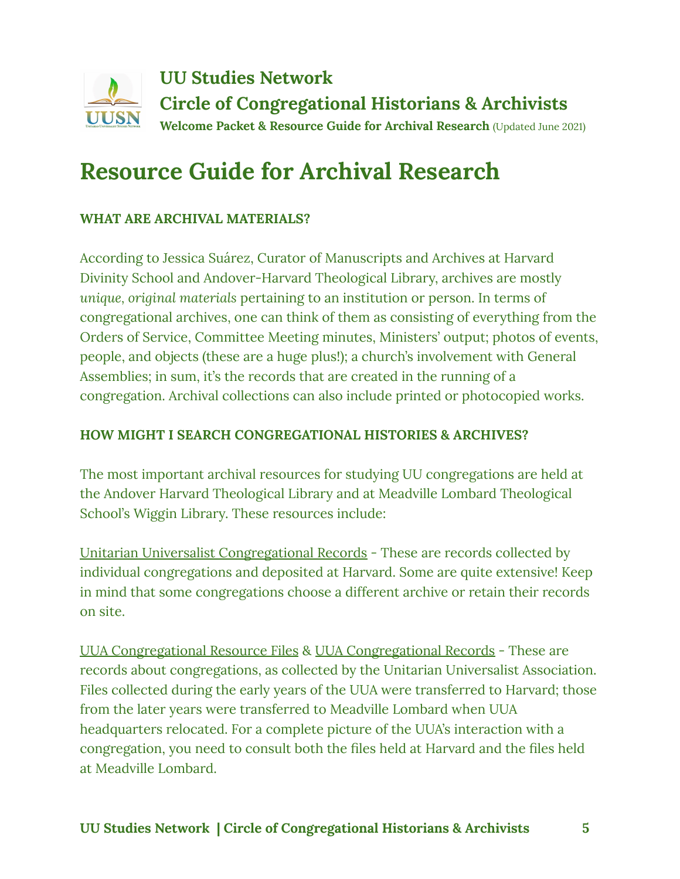# Resource Guide for Archival Research

### WHAT ARE ARCHIVAL MATERIALS?

According to Jessica Suárez, Curator of Manuscripts and Archives at Harvard Divinity School and Andover-Harvard Theological Library, archives are mostly *unique, original materials* pertaining to an institution or person. In terms of congregational archives, one can think of them as consisting of everything from the Orders of Service, Committee Meeting minutes, Ministers' output; photos of events, people, and objects (these are a huge plus!); a church's involvement with General Assemblies; in sum, it's the records that are created in the running of a congregation. Archival collections can also include printed or photocopied works.

### HOW MIGHT I SEARCH CONGREGATIONAL HISTORIES & ARCHIVES?

The most important archival resources for studying UU congregations are held at the Andover Harvard Theological Library and at Meadville Lombard Theological School's Wiggin Library. These resources include:

Unitarian Universalist Congregational Records - These are records collected by individual congregations and deposited at Harvard. Some are quite extensive! Keep in mind that some congregations choose a different archive or retain their records on site.

UUA Congregational Resource Files & UUA Congregational Records - These are records about congregations, as collected by the Unitarian Universalist Association. Files collected during the early years of the UUA were transferred to Harvard; those from the later years were transferred to Meadville Lombard when UUA headquarters relocated. For a complete picture of the UUA's interaction with a congregation, you need to consult both the files held at Harvard and the files held at Meadville Lombard.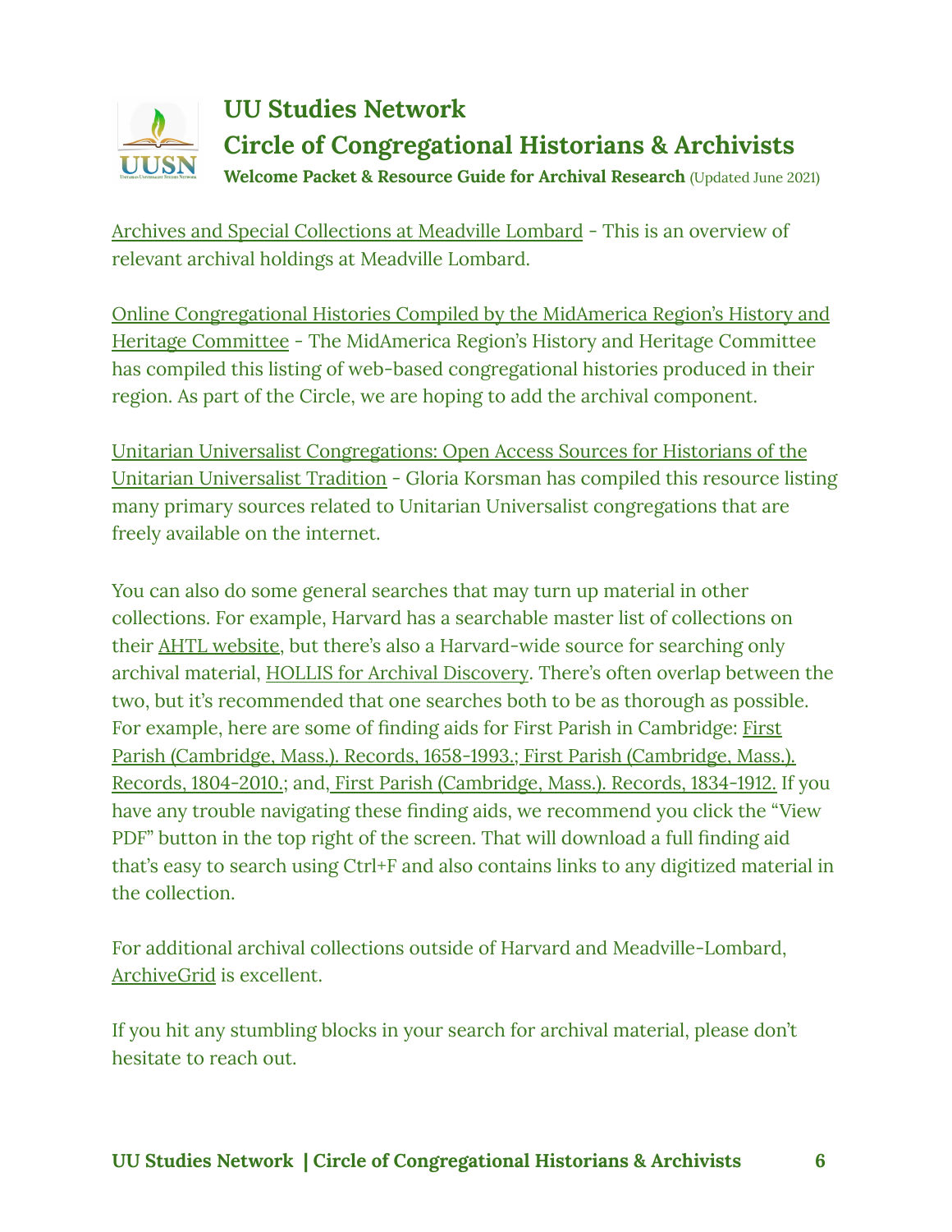Archives and Special Collections at Meadville Lombard - This is an overview of relevant archival holdings at Meadville Lombard.

Online Congregational Histories Compiled by the MidAmerica Region's History and Heritage Committee - The MidAmerica Region's History and Heritage Committee has compiled this listing of web-based congregational histories produced in their region. As part of the Circle, we are hoping to add the archival component.

Unitarian Universalist Congregations: Open Access Sources for Historians of the Unitarian Universalist Tradition - Gloria Korsman has compiled this resource listing many primary sources related to Unitarian Universalist congregations that are freely available on the internet.

You can also do some general searches that may turn up material in other collections. For example, Harvard has a searchable master list of collections on their AHTL website, but there's also a Harvard-wide source for searching only archival material, HOLLIS for Archival Discovery. There's often overlap between the two, but it's recommended that one searches both to be as thorough as possible. For example, here are some of finding aids for First Parish in Cambridge: First Parish (Cambridge, Mass.). Records, 1658-1993.; First Parish (Cambridge, Mass.). Records, 1804-2010.; and, First Parish (Cambridge, Mass.). Records, 1834-1912. If you have any trouble navigating these finding aids, we recommend you click the "View PDF" button in the top right of the screen. That will download a full finding aid that's easy to search using Ctrl+F and also contains links to any digitized material in the collection.

For additional archival collections outside of Harvard and Meadville-Lombard, ArchiveGrid is excellent.

If you hit any stumbling blocks in your search for archival material, please don't hesitate to reach out.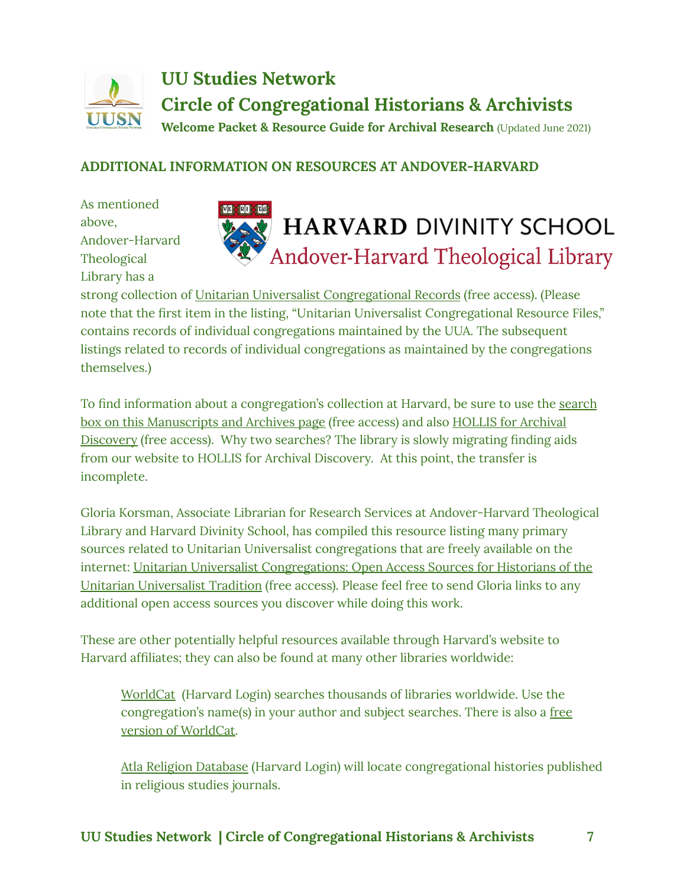## ADDITIONAL INFORMATION ON RESOURCES AT ANDOVER-HARVARD

As mentioned above, Andover-Harvard Theological Library has a strong collection of Unitarian Universalist Congregational Records (free access). (Please note that the first item in the listing, "Unitarian Universalist Congregational Resource Files," contains records of individual congregations maintained by the UUA. The subsequent listings related to records of individual congregations as maintained by the congregations themselves.)

To find information about a congregation's collection at Harvard, be sure to use the search box on this Manuscripts and Archives page (free access) and also HOLLIS for Archival Discovery (free access). Why two searches? The library is slowly migrating finding aids from our website to HOLLIS for Archival Discovery. At this point, the transfer is incomplete.

Gloria Korsman, Associate Librarian for Research Services at Andover-Harvard Theological Library and Harvard Divinity School, has compiled this resource listing many primary sources related to Unitarian Universalist congregations that are freely available on the internet: Unitarian Universalist Congregations: Open Access Sources for Historians of the Unitarian Universalist Tradition (free access). Please feel free to send Gloria links to any additional open access sources you discover while doing this work.

These are other potentially helpful resources available through Harvard's website to Harvard affiliates; they can also be found at many other libraries worldwide:

> WorldCat (Harvard Login) searches thousands of libraries worldwide. Use the congregation's name(s) in your author and subject searches. There is also a free version of WorldCat.
>
> Atla Religion Database (Harvard Login) will locate congregational histories published in religious studies journals.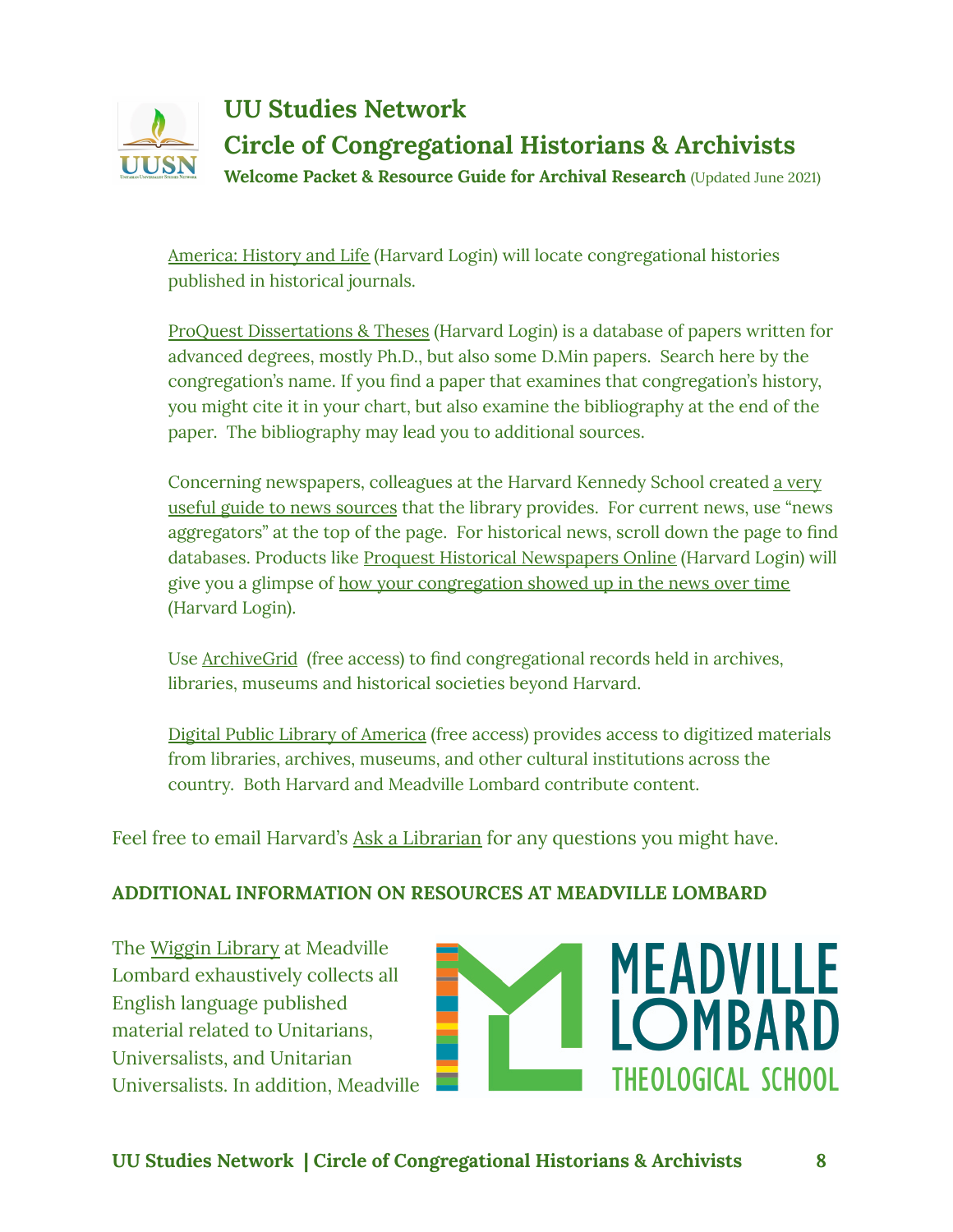America: History and Life (Harvard Login) will locate congregational histories published in historical journals.

ProQuest Dissertations & Theses (Harvard Login) is a database of papers written for advanced degrees, mostly Ph.D., but also some D.Min papers. Search here by the congregation's name. If you find a paper that examines that congregation's history, you might cite it in your chart, but also examine the bibliography at the end of the paper. The bibliography may lead you to additional sources.

Concerning newspapers, colleagues at the Harvard Kennedy School created a very useful guide to news sources that the library provides. For current news, use "news aggregators" at the top of the page. For historical news, scroll down the page to find databases. Products like Proquest Historical Newspapers Online (Harvard Login) will give you a glimpse of how your congregation showed up in the news over time (Harvard Login).

Use ArchiveGrid (free access) to find congregational records held in archives, libraries, museums and historical societies beyond Harvard.

Digital Public Library of America (free access) provides access to digitized materials from libraries, archives, museums, and other cultural institutions across the country. Both Harvard and Meadville Lombard contribute content.

Feel free to email Harvard's Ask a Librarian for any questions you might have.

**ADDITIONAL INFORMATION ON RESOURCES AT MEADVILLE LOMBARD**

The Wiggin Library at Meadville Lombard exhaustively collects all English language published material related to Unitarians, Universalists, and Unitarian Universalists. In addition, Meadville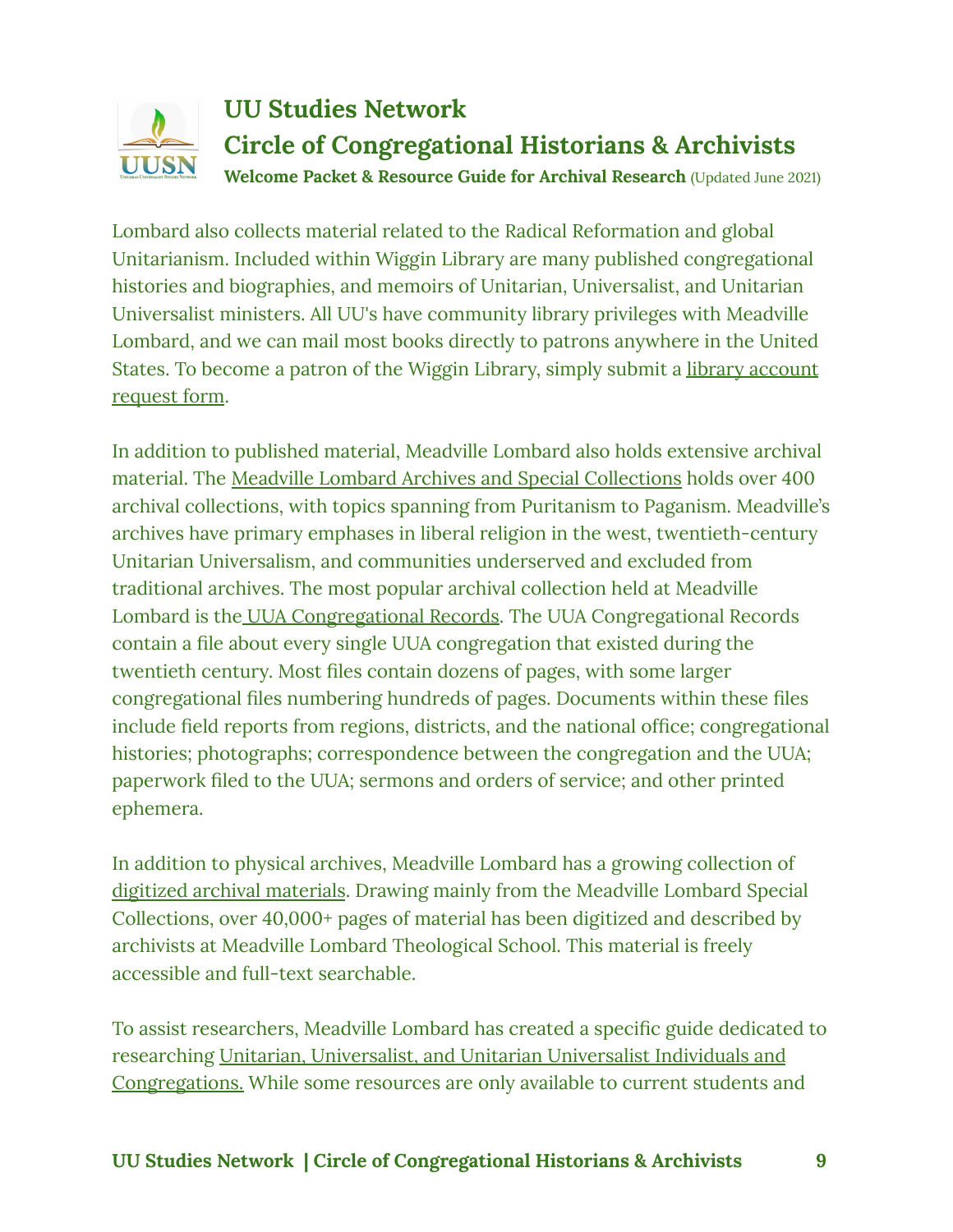Lombard also collects material related to the Radical Reformation and global Unitarianism. Included within Wiggin Library are many published congregational histories and biographies, and memoirs of Unitarian, Universalist, and Unitarian Universalist ministers. All UU's have community library privileges with Meadville Lombard, and we can mail most books directly to patrons anywhere in the United States. To become a patron of the Wiggin Library, simply submit a library account request form.

In addition to published material, Meadville Lombard also holds extensive archival material. The Meadville Lombard Archives and Special Collections holds over 400 archival collections, with topics spanning from Puritanism to Paganism. Meadville's archives have primary emphases in liberal religion in the west, twentieth-century Unitarian Universalism, and communities underserved and excluded from traditional archives. The most popular archival collection held at Meadville Lombard is the UUA Congregational Records. The UUA Congregational Records contain a file about every single UUA congregation that existed during the twentieth century. Most files contain dozens of pages, with some larger congregational files numbering hundreds of pages. Documents within these files include field reports from regions, districts, and the national office; congregational histories; photographs; correspondence between the congregation and the UUA; paperwork filed to the UUA; sermons and orders of service; and other printed ephemera.

In addition to physical archives, Meadville Lombard has a growing collection of digitized archival materials. Drawing mainly from the Meadville Lombard Special Collections, over 40,000+ pages of material has been digitized and described by archivists at Meadville Lombard Theological School. This material is freely accessible and full-text searchable.

To assist researchers, Meadville Lombard has created a specific guide dedicated to researching Unitarian, Universalist, and Unitarian Universalist Individuals and Congregations. While some resources are only available to current students and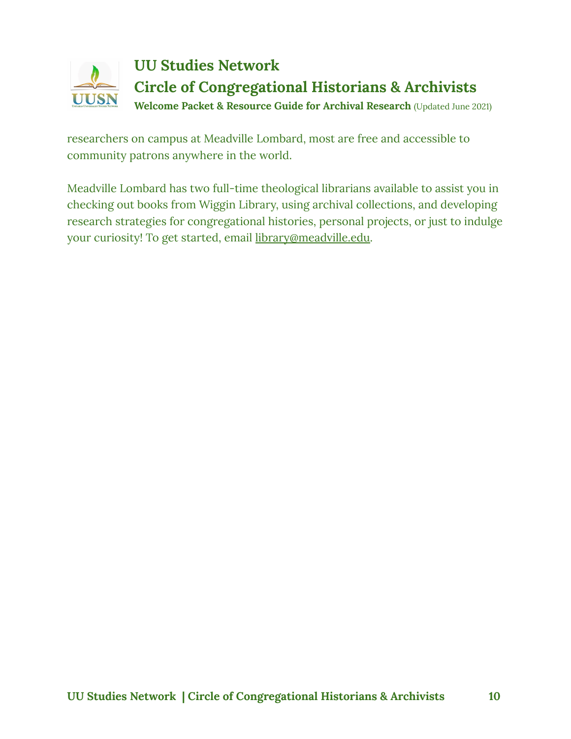researchers on campus at Meadville Lombard, most are free and accessible to community patrons anywhere in the world.

Meadville Lombard has two full-time theological librarians available to assist you in checking out books from Wiggin Library, using archival collections, and developing research strategies for congregational histories, personal projects, or just to indulge your curiosity! To get started, email library@meadville.edu.